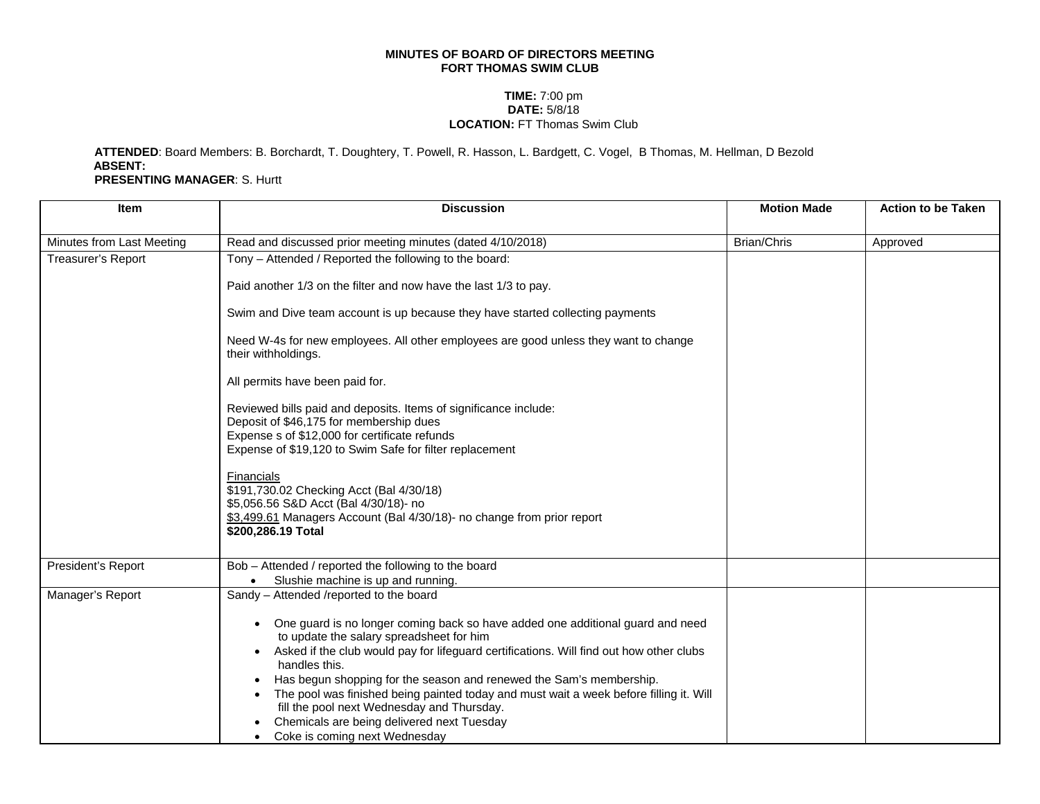**MINUTES OF BOARD OF DIRECTORS MEETING**
**FORT THOMAS SWIM CLUB**

**TIME:** 7:00 pm
**DATE:** 5/8/18
**LOCATION:** FT Thomas Swim Club

**ATTENDED**: Board Members: B. Borchardt, T. Doughtery, T. Powell, R. Hasson, L. Bardgett, C. Vogel, B Thomas, M. Hellman, D Bezold
**ABSENT:**
**PRESENTING MANAGER**: S. Hurtt

| Item | Discussion | Motion Made | Action to be Taken |
|---|---|---|---|
| Minutes from Last Meeting | Read and discussed prior meeting minutes (dated 4/10/2018) | Brian/Chris | Approved |
| Treasurer's Report | Tony – Attended / Reported the following to the board:<br><br>Paid another 1/3 on the filter and now have the last 1/3 to pay.<br><br>Swim and Dive team account is up because they have started collecting payments<br><br>Need W-4s for new employees. All other employees are good unless they want to change their withholdings.<br><br>All permits have been paid for.<br><br>Reviewed bills paid and deposits. Items of significance include:<br>Deposit of $46,175 for membership dues<br>Expense s of $12,000 for certificate refunds<br>Expense of $19,120 to Swim Safe for filter replacement<br><br>Financials<br>$191,730.02 Checking Acct (Bal 4/30/18)<br>$5,056.56 S&D Acct (Bal 4/30/18)- no<br>$3,499.61 Managers Account (Bal 4/30/18)- no change from prior report<br>**$200,286.19 Total** | | |
| President's Report | Bob – Attended / reported the following to the board<br>• Slushie machine is up and running. | | |
| Manager's Report | Sandy – Attended /reported to the board<br><br>• One guard is no longer coming back so have added one additional guard and need to update the salary spreadsheet for him<br>• Asked if the club would pay for lifeguard certifications. Will find out how other clubs handles this.<br>• Has begun shopping for the season and renewed the Sam's membership.<br>• The pool was finished being painted today and must wait a week before filling it. Will fill the pool next Wednesday and Thursday.<br>• Chemicals are being delivered next Tuesday<br>• Coke is coming next Wednesday | | |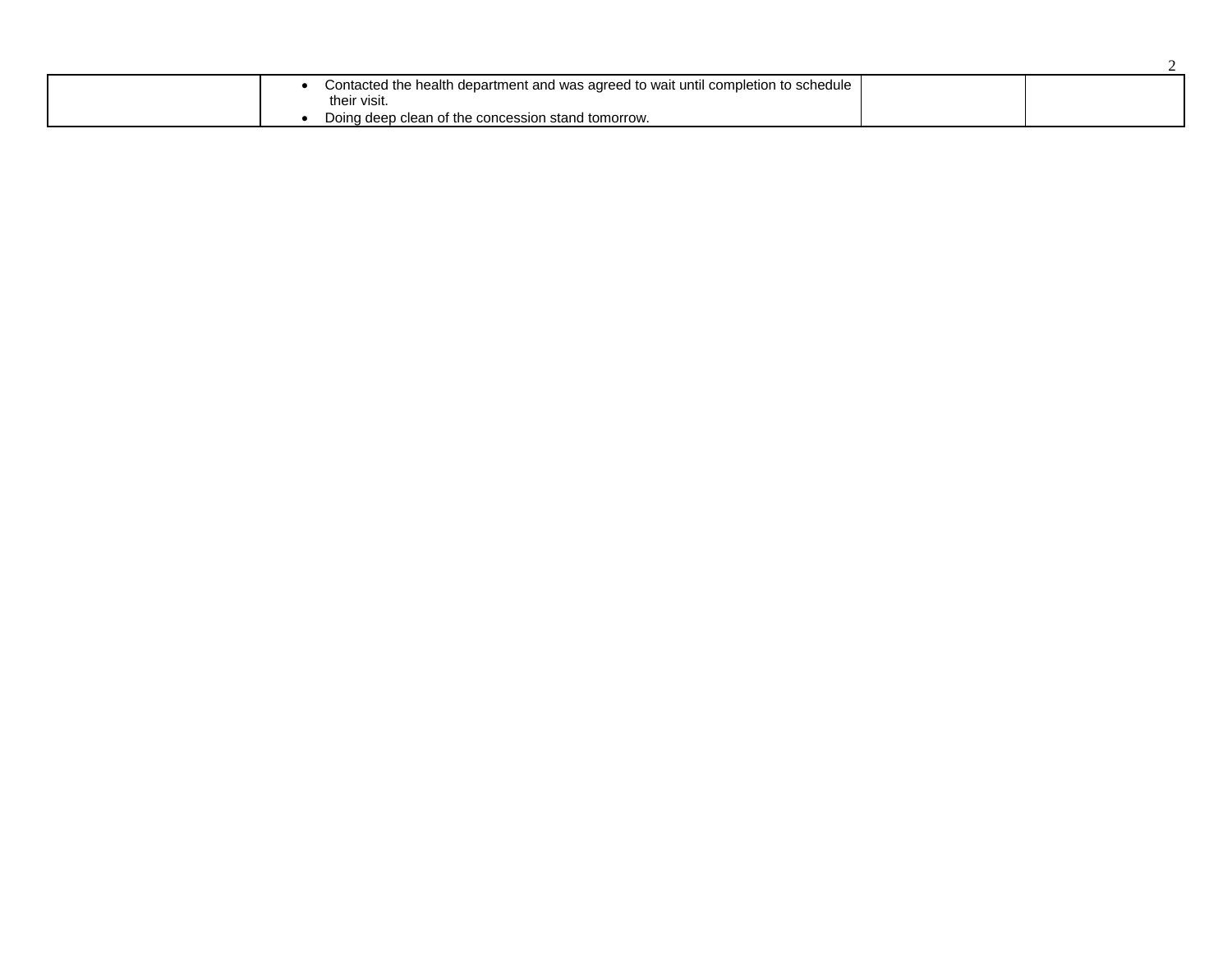|  |  |  |  |
|---|---|---|---|
|  | • Contacted the health department and was agreed to wait until completion to schedule their visit.<br>• Doing deep clean of the concession stand tomorrow. |  |  |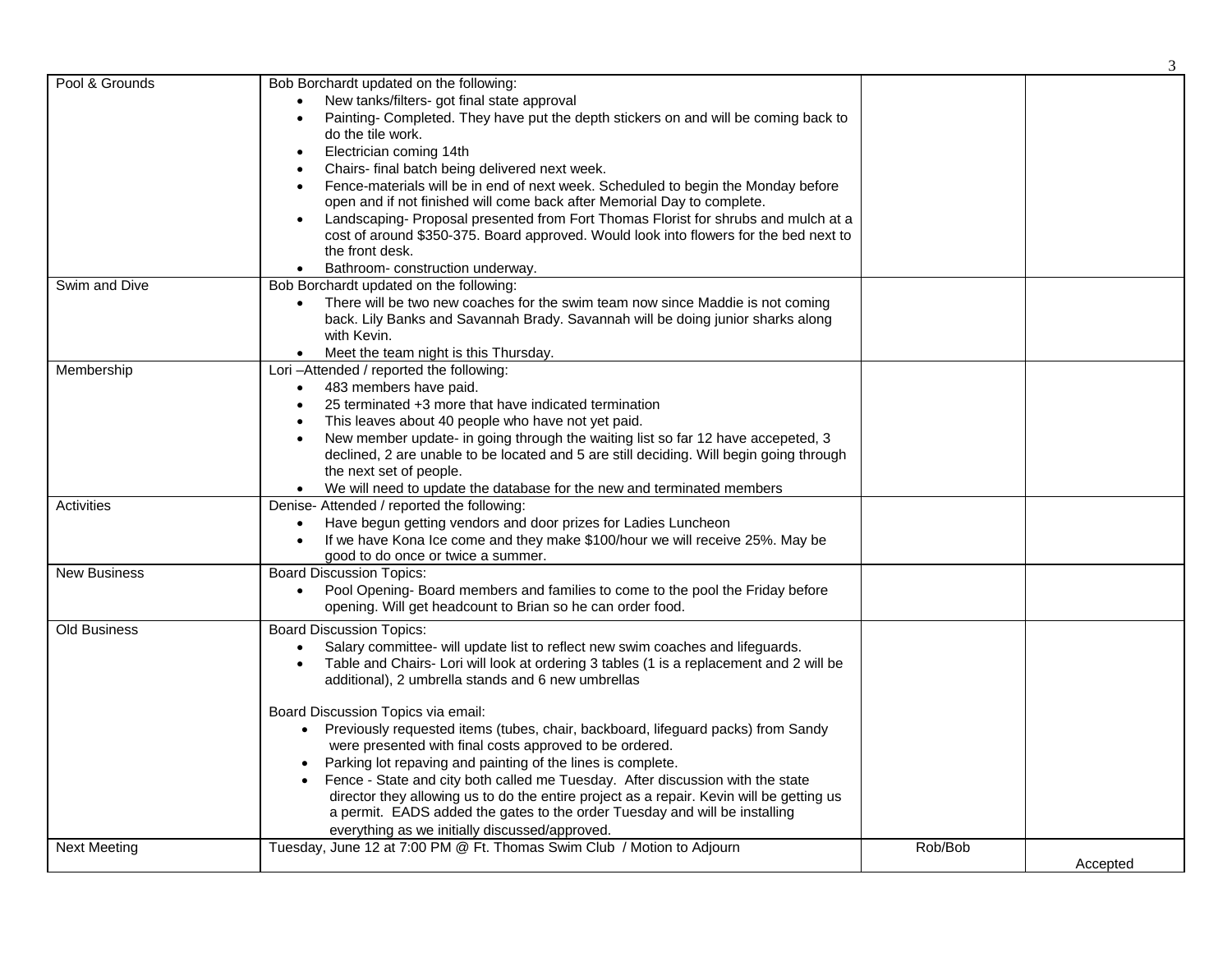| | | | |
|---|---|---|---|
| Pool & Grounds | Bob Borchardt updated on the following:<br>• New tanks/filters- got final state approval<br>• Painting- Completed. They have put the depth stickers on and will be coming back to do the tile work.<br>• Electrician coming 14th<br>• Chairs- final batch being delivered next week.<br>• Fence-materials will be in end of next week. Scheduled to begin the Monday before open and if not finished will come back after Memorial Day to complete.<br>• Landscaping- Proposal presented from Fort Thomas Florist for shrubs and mulch at a cost of around $350-375. Board approved. Would look into flowers for the bed next to the front desk.<br>• Bathroom- construction underway. | | |
| Swim and Dive | Bob Borchardt updated on the following:<br>• There will be two new coaches for the swim team now since Maddie is not coming back. Lily Banks and Savannah Brady. Savannah will be doing junior sharks along with Kevin.<br>• Meet the team night is this Thursday. | | |
| Membership | Lori –Attended / reported the following:<br>• 483 members have paid.<br>• 25 terminated +3 more that have indicated termination<br>• This leaves about 40 people who have not yet paid.<br>• New member update- in going through the waiting list so far 12 have accepeted, 3 declined, 2 are unable to be located and 5 are still deciding. Will begin going through the next set of people.<br>• We will need to update the database for the new and terminated members | | |
| Activities | Denise- Attended / reported the following:<br>• Have begun getting vendors and door prizes for Ladies Luncheon<br>• If we have Kona Ice come and they make $100/hour we will receive 25%. May be good to do once or twice a summer. | | |
| New Business | Board Discussion Topics:<br>• Pool Opening- Board members and families to come to the pool the Friday before opening. Will get headcount to Brian so he can order food. | | |
| Old Business | Board Discussion Topics:<br>• Salary committee- will update list to reflect new swim coaches and lifeguards.<br>• Table and Chairs- Lori will look at ordering 3 tables (1 is a replacement and 2 will be additional), 2 umbrella stands and 6 new umbrellas<br><br>Board Discussion Topics via email:<br>• Previously requested items (tubes, chair, backboard, lifeguard packs) from Sandy were presented with final costs approved to be ordered.<br>• Parking lot repaving and painting of the lines is complete.<br>• Fence - State and city both called me Tuesday. After discussion with the state director they allowing us to do the entire project as a repair. Kevin will be getting us a permit. EADS added the gates to the order Tuesday and will be installing everything as we initially discussed/approved. | | |
| Next Meeting | Tuesday, June 12 at 7:00 PM @ Ft. Thomas Swim Club / Motion to Adjourn | Rob/Bob | Accepted |